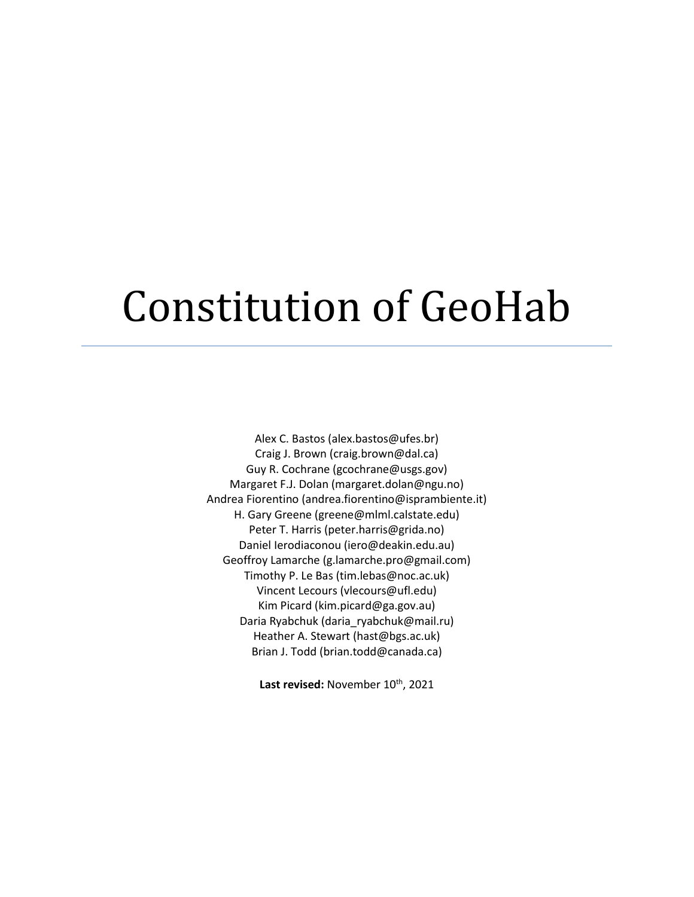# Constitution of GeoHab

Alex C. Bastos (alex.bastos@ufes.br)
Craig J. Brown (craig.brown@dal.ca)
Guy R. Cochrane (gcochrane@usgs.gov)
Margaret F.J. Dolan (margaret.dolan@ngu.no)
Andrea Fiorentino (andrea.fiorentino@isprambiente.it)
H. Gary Greene (greene@mlml.calstate.edu)
Peter T. Harris (peter.harris@grida.no)
Daniel Ierodiaconou (iero@deakin.edu.au)
Geoffroy Lamarche (g.lamarche.pro@gmail.com)
Timothy P. Le Bas (tim.lebas@noc.ac.uk)
Vincent Lecours (vlecours@ufl.edu)
Kim Picard (kim.picard@ga.gov.au)
Daria Ryabchuk (daria_ryabchuk@mail.ru)
Heather A. Stewart (hast@bgs.ac.uk)
Brian J. Todd (brian.todd@canada.ca)

**Last revised:** November 10th, 2021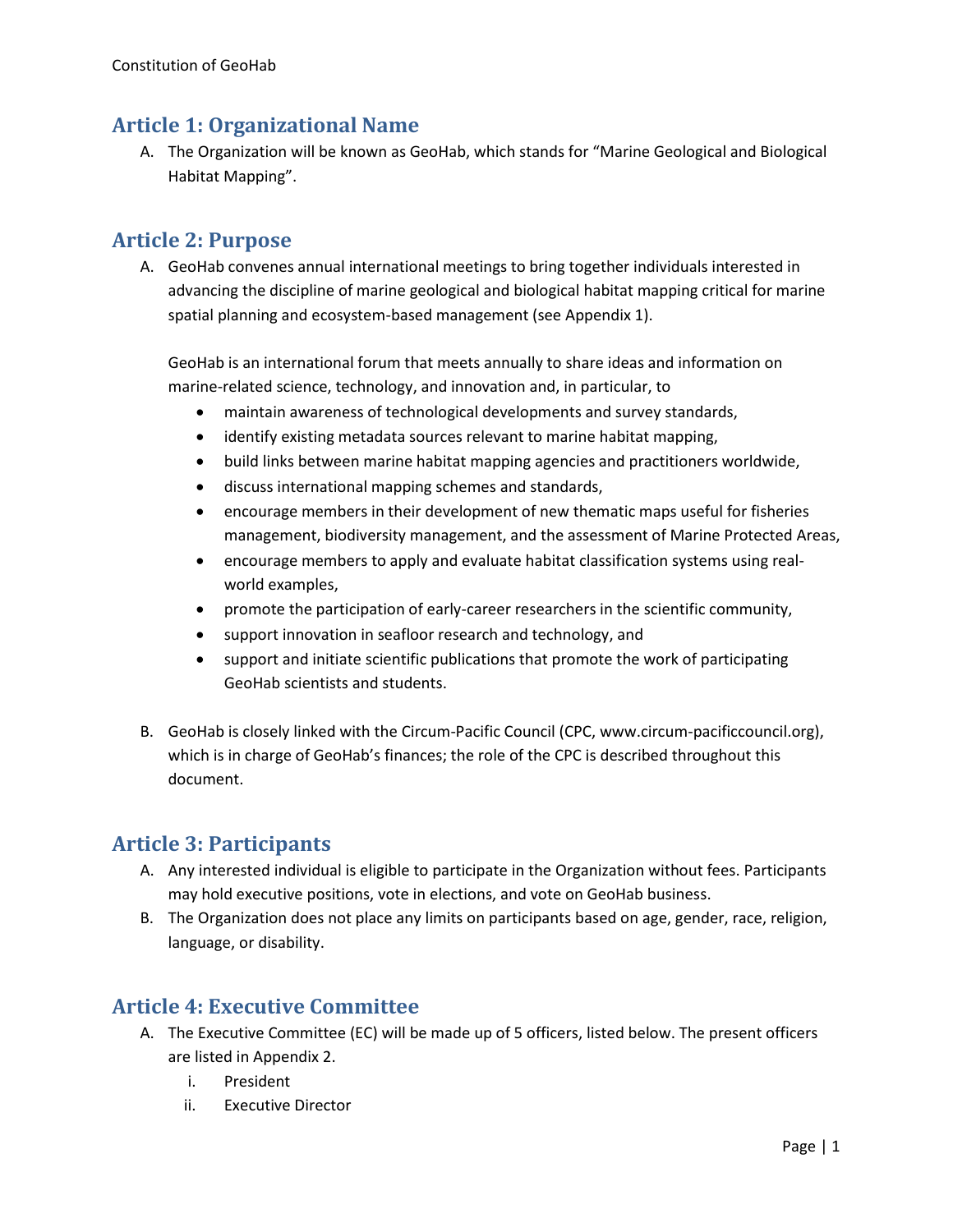## Article 1: Organizational Name

A. The Organization will be known as GeoHab, which stands for "Marine Geological and Biological Habitat Mapping".

## Article 2: Purpose

A. GeoHab convenes annual international meetings to bring together individuals interested in advancing the discipline of marine geological and biological habitat mapping critical for marine spatial planning and ecosystem-based management (see Appendix 1).

   GeoHab is an international forum that meets annually to share ideas and information on marine-related science, technology, and innovation and, in particular, to

   - maintain awareness of technological developments and survey standards,
   - identify existing metadata sources relevant to marine habitat mapping,
   - build links between marine habitat mapping agencies and practitioners worldwide,
   - discuss international mapping schemes and standards,
   - encourage members in their development of new thematic maps useful for fisheries management, biodiversity management, and the assessment of Marine Protected Areas,
   - encourage members to apply and evaluate habitat classification systems using real-world examples,
   - promote the participation of early-career researchers in the scientific community,
   - support innovation in seafloor research and technology, and
   - support and initiate scientific publications that promote the work of participating GeoHab scientists and students.

B. GeoHab is closely linked with the Circum-Pacific Council (CPC, www.circum-pacificcouncil.org), which is in charge of GeoHab's finances; the role of the CPC is described throughout this document.

## Article 3: Participants

A. Any interested individual is eligible to participate in the Organization without fees. Participants may hold executive positions, vote in elections, and vote on GeoHab business.

B. The Organization does not place any limits on participants based on age, gender, race, religion, language, or disability.

## Article 4: Executive Committee

A. The Executive Committee (EC) will be made up of 5 officers, listed below. The present officers are listed in Appendix 2.

   i. President
   ii. Executive Director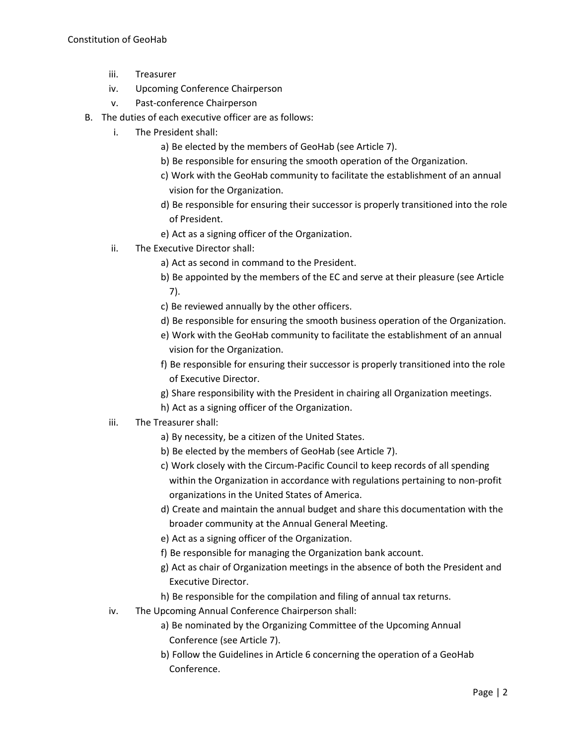iii. Treasurer
    iv. Upcoming Conference Chairperson
    v. Past-conference Chairperson

B. The duties of each executive officer are as follows:

    i. The President shall:
        a) Be elected by the members of GeoHab (see Article 7).
        b) Be responsible for ensuring the smooth operation of the Organization.
        c) Work with the GeoHab community to facilitate the establishment of an annual vision for the Organization.
        d) Be responsible for ensuring their successor is properly transitioned into the role of President.
        e) Act as a signing officer of the Organization.

    ii. The Executive Director shall:
        a) Act as second in command to the President.
        b) Be appointed by the members of the EC and serve at their pleasure (see Article 7).
        c) Be reviewed annually by the other officers.
        d) Be responsible for ensuring the smooth business operation of the Organization.
        e) Work with the GeoHab community to facilitate the establishment of an annual vision for the Organization.
        f) Be responsible for ensuring their successor is properly transitioned into the role of Executive Director.
        g) Share responsibility with the President in chairing all Organization meetings.
        h) Act as a signing officer of the Organization.

    iii. The Treasurer shall:
        a) By necessity, be a citizen of the United States.
        b) Be elected by the members of GeoHab (see Article 7).
        c) Work closely with the Circum-Pacific Council to keep records of all spending within the Organization in accordance with regulations pertaining to non-profit organizations in the United States of America.
        d) Create and maintain the annual budget and share this documentation with the broader community at the Annual General Meeting.
        e) Act as a signing officer of the Organization.
        f) Be responsible for managing the Organization bank account.
        g) Act as chair of Organization meetings in the absence of both the President and Executive Director.
        h) Be responsible for the compilation and filing of annual tax returns.

    iv. The Upcoming Annual Conference Chairperson shall:
        a) Be nominated by the Organizing Committee of the Upcoming Annual Conference (see Article 7).
        b) Follow the Guidelines in Article 6 concerning the operation of a GeoHab Conference.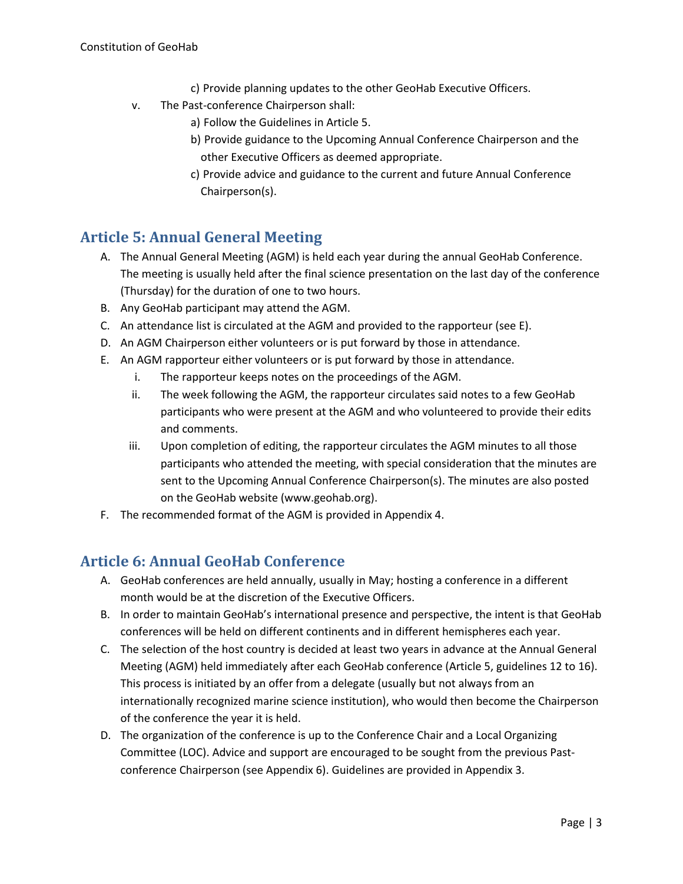c) Provide planning updates to the other GeoHab Executive Officers.

v. The Past-conference Chairperson shall:
    a) Follow the Guidelines in Article 5.
    b) Provide guidance to the Upcoming Annual Conference Chairperson and the other Executive Officers as deemed appropriate.
    c) Provide advice and guidance to the current and future Annual Conference Chairperson(s).

## Article 5: Annual General Meeting

A. The Annual General Meeting (AGM) is held each year during the annual GeoHab Conference. The meeting is usually held after the final science presentation on the last day of the conference (Thursday) for the duration of one to two hours.
B. Any GeoHab participant may attend the AGM.
C. An attendance list is circulated at the AGM and provided to the rapporteur (see E).
D. An AGM Chairperson either volunteers or is put forward by those in attendance.
E. An AGM rapporteur either volunteers or is put forward by those in attendance.
    i. The rapporteur keeps notes on the proceedings of the AGM.
    ii. The week following the AGM, the rapporteur circulates said notes to a few GeoHab participants who were present at the AGM and who volunteered to provide their edits and comments.
    iii. Upon completion of editing, the rapporteur circulates the AGM minutes to all those participants who attended the meeting, with special consideration that the minutes are sent to the Upcoming Annual Conference Chairperson(s). The minutes are also posted on the GeoHab website (www.geohab.org).
F. The recommended format of the AGM is provided in Appendix 4.

## Article 6: Annual GeoHab Conference

A. GeoHab conferences are held annually, usually in May; hosting a conference in a different month would be at the discretion of the Executive Officers.
B. In order to maintain GeoHab's international presence and perspective, the intent is that GeoHab conferences will be held on different continents and in different hemispheres each year.
C. The selection of the host country is decided at least two years in advance at the Annual General Meeting (AGM) held immediately after each GeoHab conference (Article 5, guidelines 12 to 16). This process is initiated by an offer from a delegate (usually but not always from an internationally recognized marine science institution), who would then become the Chairperson of the conference the year it is held.
D. The organization of the conference is up to the Conference Chair and a Local Organizing Committee (LOC). Advice and support are encouraged to be sought from the previous Past-conference Chairperson (see Appendix 6). Guidelines are provided in Appendix 3.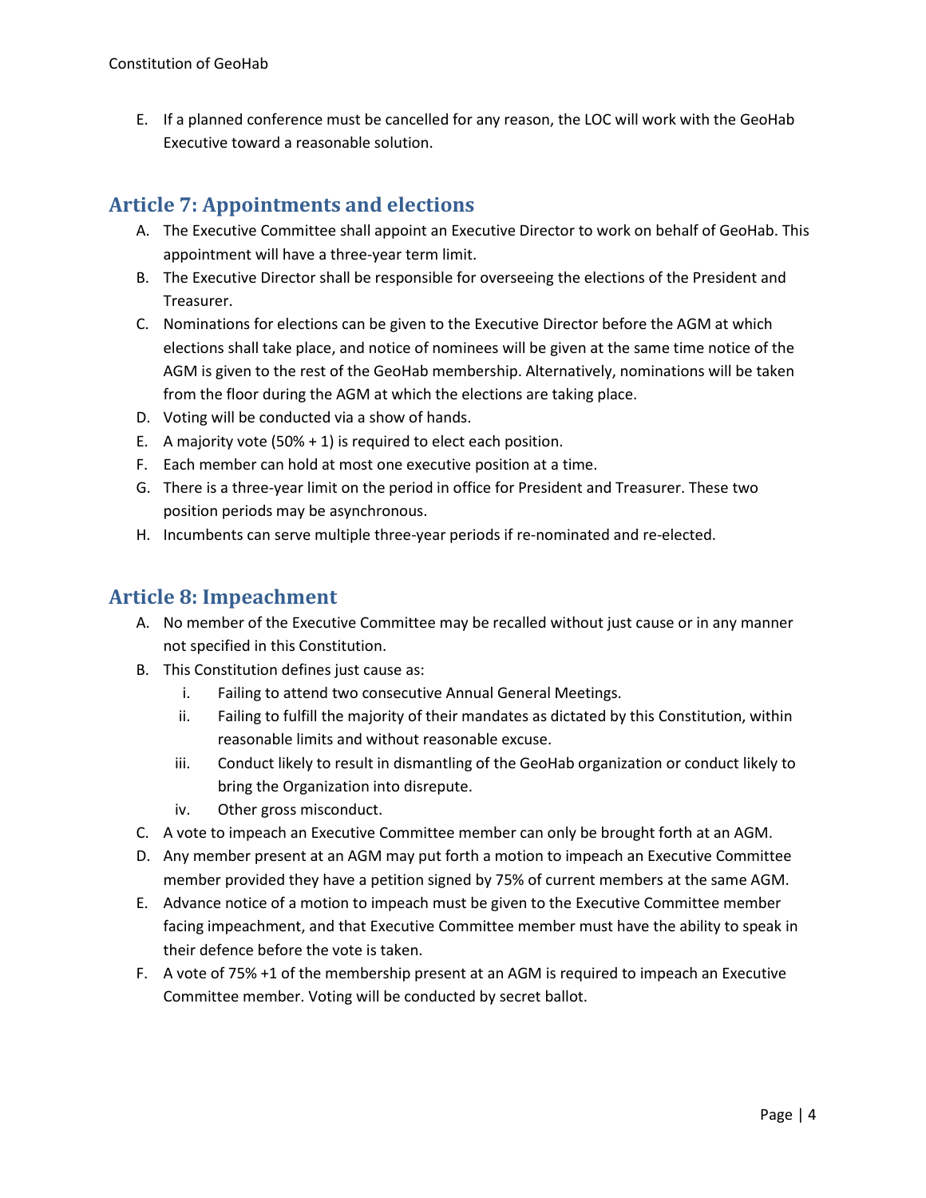E. If a planned conference must be cancelled for any reason, the LOC will work with the GeoHab Executive toward a reasonable solution.

## Article 7: Appointments and elections

A. The Executive Committee shall appoint an Executive Director to work on behalf of GeoHab. This appointment will have a three-year term limit.

B. The Executive Director shall be responsible for overseeing the elections of the President and Treasurer.

C. Nominations for elections can be given to the Executive Director before the AGM at which elections shall take place, and notice of nominees will be given at the same time notice of the AGM is given to the rest of the GeoHab membership. Alternatively, nominations will be taken from the floor during the AGM at which the elections are taking place.

D. Voting will be conducted via a show of hands.

E. A majority vote (50% + 1) is required to elect each position.

F. Each member can hold at most one executive position at a time.

G. There is a three-year limit on the period in office for President and Treasurer. These two position periods may be asynchronous.

H. Incumbents can serve multiple three-year periods if re-nominated and re-elected.

## Article 8: Impeachment

A. No member of the Executive Committee may be recalled without just cause or in any manner not specified in this Constitution.

B. This Constitution defines just cause as:

   i. Failing to attend two consecutive Annual General Meetings.

   ii. Failing to fulfill the majority of their mandates as dictated by this Constitution, within reasonable limits and without reasonable excuse.

   iii. Conduct likely to result in dismantling of the GeoHab organization or conduct likely to bring the Organization into disrepute.

   iv. Other gross misconduct.

C. A vote to impeach an Executive Committee member can only be brought forth at an AGM.

D. Any member present at an AGM may put forth a motion to impeach an Executive Committee member provided they have a petition signed by 75% of current members at the same AGM.

E. Advance notice of a motion to impeach must be given to the Executive Committee member facing impeachment, and that Executive Committee member must have the ability to speak in their defence before the vote is taken.

F. A vote of 75% +1 of the membership present at an AGM is required to impeach an Executive Committee member. Voting will be conducted by secret ballot.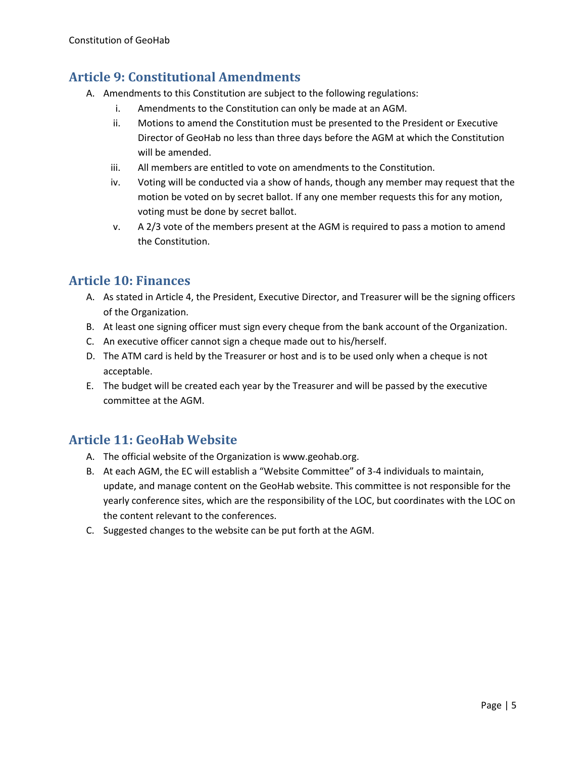## Article 9: Constitutional Amendments

A. Amendments to this Constitution are subject to the following regulations:
   i. Amendments to the Constitution can only be made at an AGM.
   ii. Motions to amend the Constitution must be presented to the President or Executive Director of GeoHab no less than three days before the AGM at which the Constitution will be amended.
   iii. All members are entitled to vote on amendments to the Constitution.
   iv. Voting will be conducted via a show of hands, though any member may request that the motion be voted on by secret ballot. If any one member requests this for any motion, voting must be done by secret ballot.
   v. A 2/3 vote of the members present at the AGM is required to pass a motion to amend the Constitution.

## Article 10: Finances

A. As stated in Article 4, the President, Executive Director, and Treasurer will be the signing officers of the Organization.
B. At least one signing officer must sign every cheque from the bank account of the Organization.
C. An executive officer cannot sign a cheque made out to his/herself.
D. The ATM card is held by the Treasurer or host and is to be used only when a cheque is not acceptable.
E. The budget will be created each year by the Treasurer and will be passed by the executive committee at the AGM.

## Article 11: GeoHab Website

A. The official website of the Organization is www.geohab.org.
B. At each AGM, the EC will establish a "Website Committee" of 3-4 individuals to maintain, update, and manage content on the GeoHab website. This committee is not responsible for the yearly conference sites, which are the responsibility of the LOC, but coordinates with the LOC on the content relevant to the conferences.
C. Suggested changes to the website can be put forth at the AGM.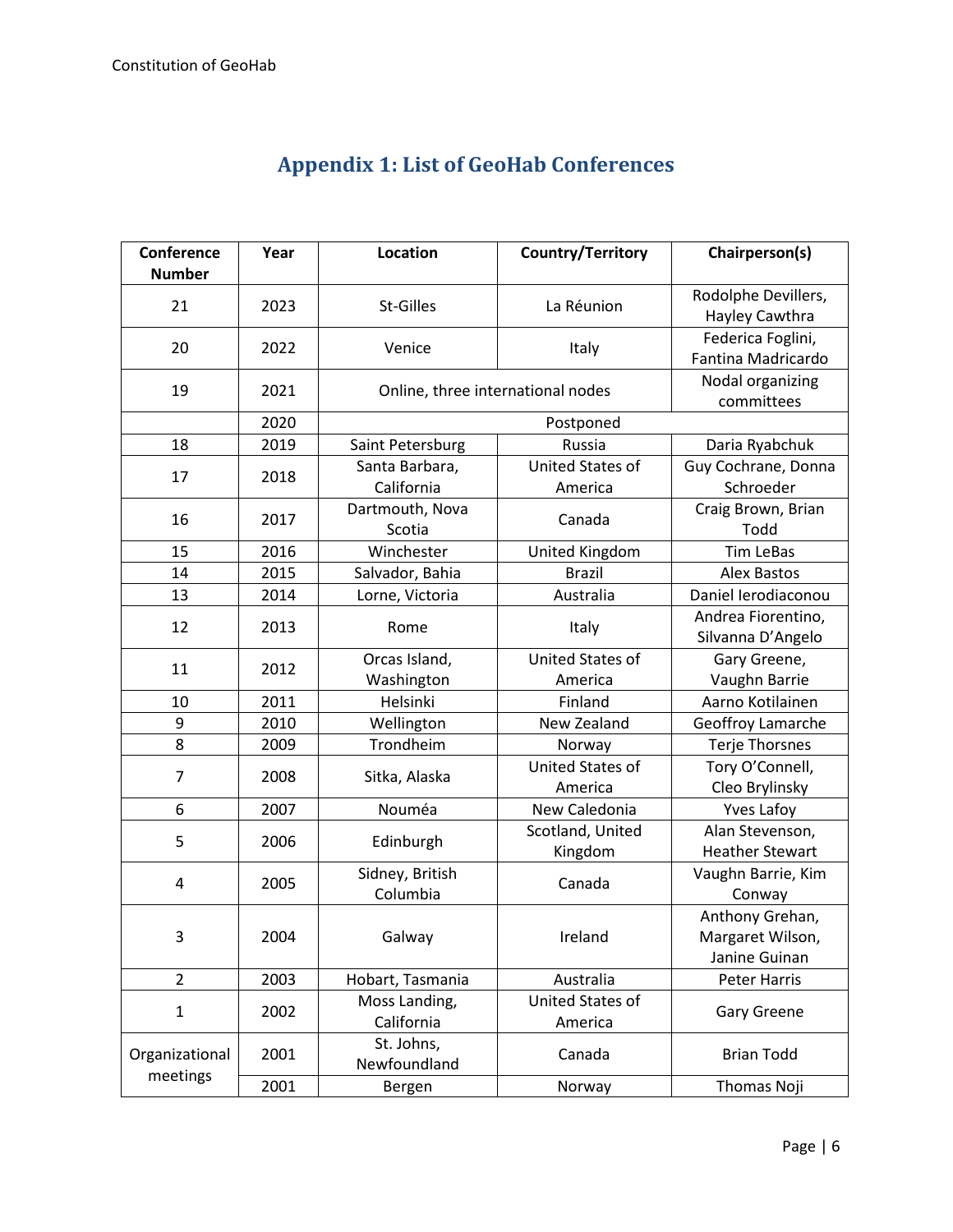## Appendix 1: List of GeoHab Conferences

| Conference Number | Year | Location | Country/Territory | Chairperson(s) |
|---|---|---|---|---|
| 21 | 2023 | St-Gilles | La Réunion | Rodolphe Devillers, Hayley Cawthra |
| 20 | 2022 | Venice | Italy | Federica Foglini, Fantina Madricardo |
| 19 | 2021 | Online, three international nodes | | Nodal organizing committees |
| | 2020 | Postponed | | |
| 18 | 2019 | Saint Petersburg | Russia | Daria Ryabchuk |
| 17 | 2018 | Santa Barbara, California | United States of America | Guy Cochrane, Donna Schroeder |
| 16 | 2017 | Dartmouth, Nova Scotia | Canada | Craig Brown, Brian Todd |
| 15 | 2016 | Winchester | United Kingdom | Tim LeBas |
| 14 | 2015 | Salvador, Bahia | Brazil | Alex Bastos |
| 13 | 2014 | Lorne, Victoria | Australia | Daniel Ierodiaconou |
| 12 | 2013 | Rome | Italy | Andrea Fiorentino, Silvanna D'Angelo |
| 11 | 2012 | Orcas Island, Washington | United States of America | Gary Greene, Vaughn Barrie |
| 10 | 2011 | Helsinki | Finland | Aarno Kotilainen |
| 9 | 2010 | Wellington | New Zealand | Geoffroy Lamarche |
| 8 | 2009 | Trondheim | Norway | Terje Thorsnes |
| 7 | 2008 | Sitka, Alaska | United States of America | Tory O'Connell, Cleo Brylinsky |
| 6 | 2007 | Nouméa | New Caledonia | Yves Lafoy |
| 5 | 2006 | Edinburgh | Scotland, United Kingdom | Alan Stevenson, Heather Stewart |
| 4 | 2005 | Sidney, British Columbia | Canada | Vaughn Barrie, Kim Conway |
| 3 | 2004 | Galway | Ireland | Anthony Grehan, Margaret Wilson, Janine Guinan |
| 2 | 2003 | Hobart, Tasmania | Australia | Peter Harris |
| 1 | 2002 | Moss Landing, California | United States of America | Gary Greene |
| Organizational meetings | 2001 | St. Johns, Newfoundland | Canada | Brian Todd |
| | 2001 | Bergen | Norway | Thomas Noji |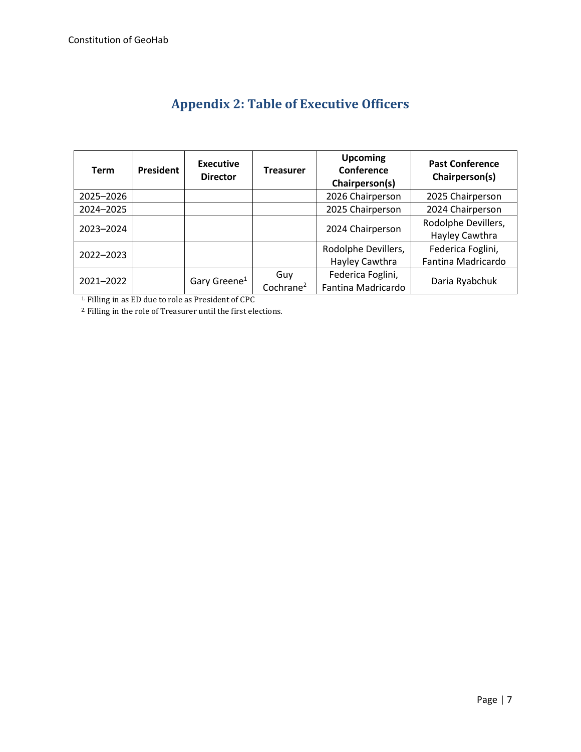## Appendix 2: Table of Executive Officers

| Term | President | Executive Director | Treasurer | Upcoming Conference Chairperson(s) | Past Conference Chairperson(s) |
|---|---|---|---|---|---|
| 2025–2026 | | | | 2026 Chairperson | 2025 Chairperson |
| 2024–2025 | | | | 2025 Chairperson | 2024 Chairperson |
| 2023–2024 | | | | 2024 Chairperson | Rodolphe Devillers, Hayley Cawthra |
| 2022–2023 | | | | Rodolphe Devillers, Hayley Cawthra | Federica Foglini, Fantina Madricardo |
| 2021–2022 | | Gary Greene[1] | Guy Cochrane[2] | Federica Foglini, Fantina Madricardo | Daria Ryabchuk |

1. Filling in as ED due to role as President of CPC

2. Filling in the role of Treasurer until the first elections.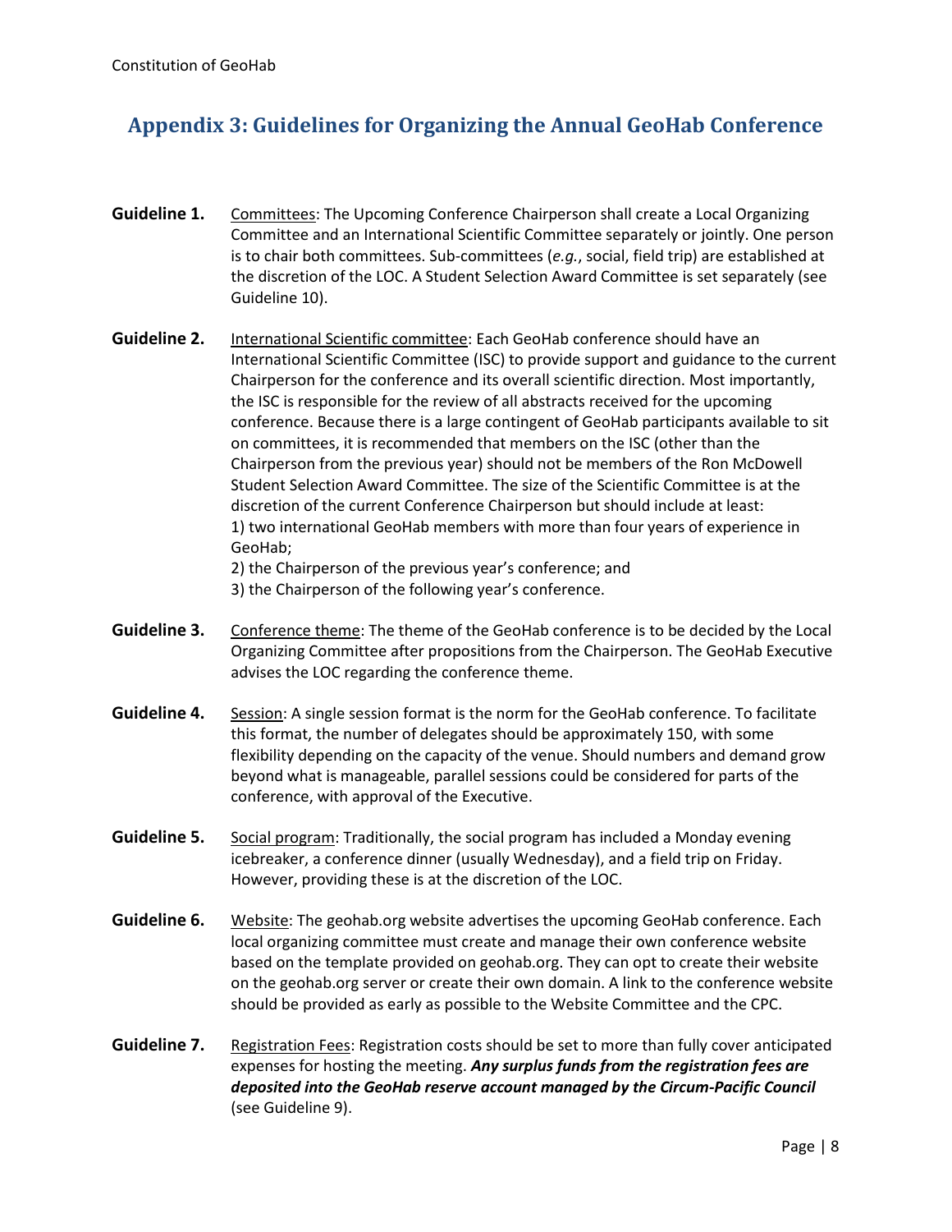## Appendix 3: Guidelines for Organizing the Annual GeoHab Conference

**Guideline 1.** Committees: The Upcoming Conference Chairperson shall create a Local Organizing Committee and an International Scientific Committee separately or jointly. One person is to chair both committees. Sub-committees (*e.g.*, social, field trip) are established at the discretion of the LOC. A Student Selection Award Committee is set separately (see Guideline 10).

**Guideline 2.** International Scientific committee: Each GeoHab conference should have an International Scientific Committee (ISC) to provide support and guidance to the current Chairperson for the conference and its overall scientific direction. Most importantly, the ISC is responsible for the review of all abstracts received for the upcoming conference. Because there is a large contingent of GeoHab participants available to sit on committees, it is recommended that members on the ISC (other than the Chairperson from the previous year) should not be members of the Ron McDowell Student Selection Award Committee. The size of the Scientific Committee is at the discretion of the current Conference Chairperson but should include at least:
1) two international GeoHab members with more than four years of experience in GeoHab;
2) the Chairperson of the previous year's conference; and
3) the Chairperson of the following year's conference.

**Guideline 3.** Conference theme: The theme of the GeoHab conference is to be decided by the Local Organizing Committee after propositions from the Chairperson. The GeoHab Executive advises the LOC regarding the conference theme.

**Guideline 4.** Session: A single session format is the norm for the GeoHab conference. To facilitate this format, the number of delegates should be approximately 150, with some flexibility depending on the capacity of the venue. Should numbers and demand grow beyond what is manageable, parallel sessions could be considered for parts of the conference, with approval of the Executive.

**Guideline 5.** Social program: Traditionally, the social program has included a Monday evening icebreaker, a conference dinner (usually Wednesday), and a field trip on Friday. However, providing these is at the discretion of the LOC.

**Guideline 6.** Website: The geohab.org website advertises the upcoming GeoHab conference. Each local organizing committee must create and manage their own conference website based on the template provided on geohab.org. They can opt to create their website on the geohab.org server or create their own domain. A link to the conference website should be provided as early as possible to the Website Committee and the CPC.

**Guideline 7.** Registration Fees: Registration costs should be set to more than fully cover anticipated expenses for hosting the meeting. ***Any surplus funds from the registration fees are deposited into the GeoHab reserve account managed by the Circum-Pacific Council*** (see Guideline 9).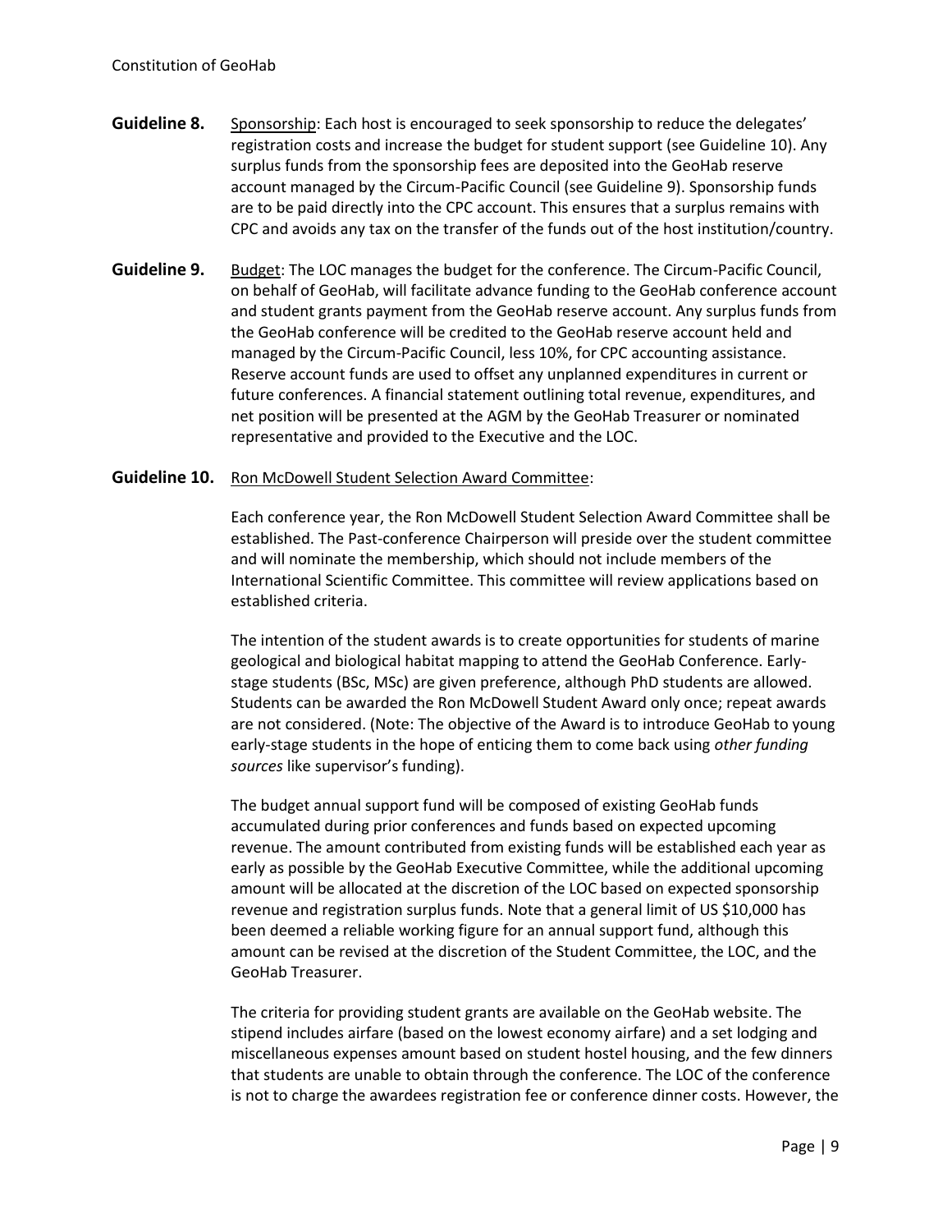**Guideline 8.** Sponsorship: Each host is encouraged to seek sponsorship to reduce the delegates' registration costs and increase the budget for student support (see Guideline 10). Any surplus funds from the sponsorship fees are deposited into the GeoHab reserve account managed by the Circum-Pacific Council (see Guideline 9). Sponsorship funds are to be paid directly into the CPC account. This ensures that a surplus remains with CPC and avoids any tax on the transfer of the funds out of the host institution/country.

**Guideline 9.** Budget: The LOC manages the budget for the conference. The Circum-Pacific Council, on behalf of GeoHab, will facilitate advance funding to the GeoHab conference account and student grants payment from the GeoHab reserve account. Any surplus funds from the GeoHab conference will be credited to the GeoHab reserve account held and managed by the Circum-Pacific Council, less 10%, for CPC accounting assistance. Reserve account funds are used to offset any unplanned expenditures in current or future conferences. A financial statement outlining total revenue, expenditures, and net position will be presented at the AGM by the GeoHab Treasurer or nominated representative and provided to the Executive and the LOC.

**Guideline 10.** Ron McDowell Student Selection Award Committee:

Each conference year, the Ron McDowell Student Selection Award Committee shall be established. The Past-conference Chairperson will preside over the student committee and will nominate the membership, which should not include members of the International Scientific Committee. This committee will review applications based on established criteria.

The intention of the student awards is to create opportunities for students of marine geological and biological habitat mapping to attend the GeoHab Conference. Early-stage students (BSc, MSc) are given preference, although PhD students are allowed. Students can be awarded the Ron McDowell Student Award only once; repeat awards are not considered. (Note: The objective of the Award is to introduce GeoHab to young early-stage students in the hope of enticing them to come back using *other funding sources* like supervisor's funding).

The budget annual support fund will be composed of existing GeoHab funds accumulated during prior conferences and funds based on expected upcoming revenue. The amount contributed from existing funds will be established each year as early as possible by the GeoHab Executive Committee, while the additional upcoming amount will be allocated at the discretion of the LOC based on expected sponsorship revenue and registration surplus funds. Note that a general limit of US $10,000 has been deemed a reliable working figure for an annual support fund, although this amount can be revised at the discretion of the Student Committee, the LOC, and the GeoHab Treasurer.

The criteria for providing student grants are available on the GeoHab website. The stipend includes airfare (based on the lowest economy airfare) and a set lodging and miscellaneous expenses amount based on student hostel housing, and the few dinners that students are unable to obtain through the conference. The LOC of the conference is not to charge the awardees registration fee or conference dinner costs. However, the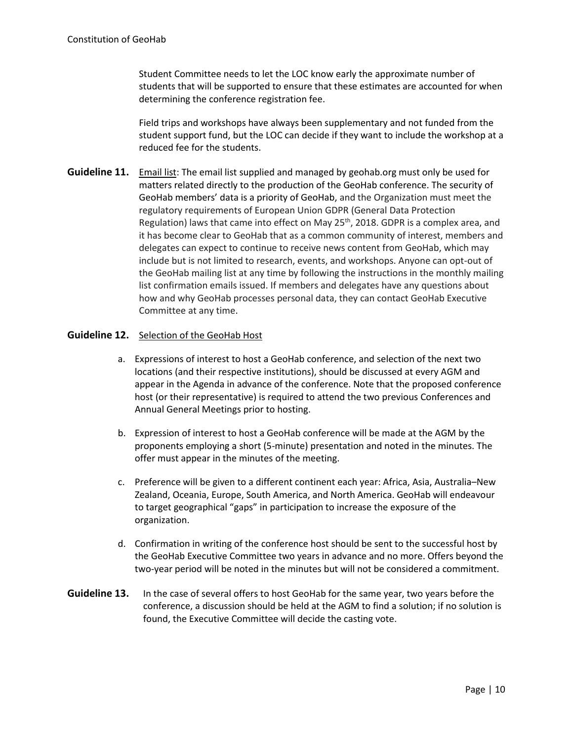Student Committee needs to let the LOC know early the approximate number of students that will be supported to ensure that these estimates are accounted for when determining the conference registration fee.

Field trips and workshops have always been supplementary and not funded from the student support fund, but the LOC can decide if they want to include the workshop at a reduced fee for the students.

**Guideline 11.** Email list: The email list supplied and managed by geohab.org must only be used for matters related directly to the production of the GeoHab conference. The security of GeoHab members' data is a priority of GeoHab, and the Organization must meet the regulatory requirements of European Union GDPR (General Data Protection Regulation) laws that came into effect on May 25th, 2018. GDPR is a complex area, and it has become clear to GeoHab that as a common community of interest, members and delegates can expect to continue to receive news content from GeoHab, which may include but is not limited to research, events, and workshops. Anyone can opt-out of the GeoHab mailing list at any time by following the instructions in the monthly mailing list confirmation emails issued. If members and delegates have any questions about how and why GeoHab processes personal data, they can contact GeoHab Executive Committee at any time.

**Guideline 12.** Selection of the GeoHab Host

a. Expressions of interest to host a GeoHab conference, and selection of the next two locations (and their respective institutions), should be discussed at every AGM and appear in the Agenda in advance of the conference. Note that the proposed conference host (or their representative) is required to attend the two previous Conferences and Annual General Meetings prior to hosting.

b. Expression of interest to host a GeoHab conference will be made at the AGM by the proponents employing a short (5-minute) presentation and noted in the minutes. The offer must appear in the minutes of the meeting.

c. Preference will be given to a different continent each year: Africa, Asia, Australia–New Zealand, Oceania, Europe, South America, and North America. GeoHab will endeavour to target geographical "gaps" in participation to increase the exposure of the organization.

d. Confirmation in writing of the conference host should be sent to the successful host by the GeoHab Executive Committee two years in advance and no more. Offers beyond the two-year period will be noted in the minutes but will not be considered a commitment.

**Guideline 13.** In the case of several offers to host GeoHab for the same year, two years before the conference, a discussion should be held at the AGM to find a solution; if no solution is found, the Executive Committee will decide the casting vote.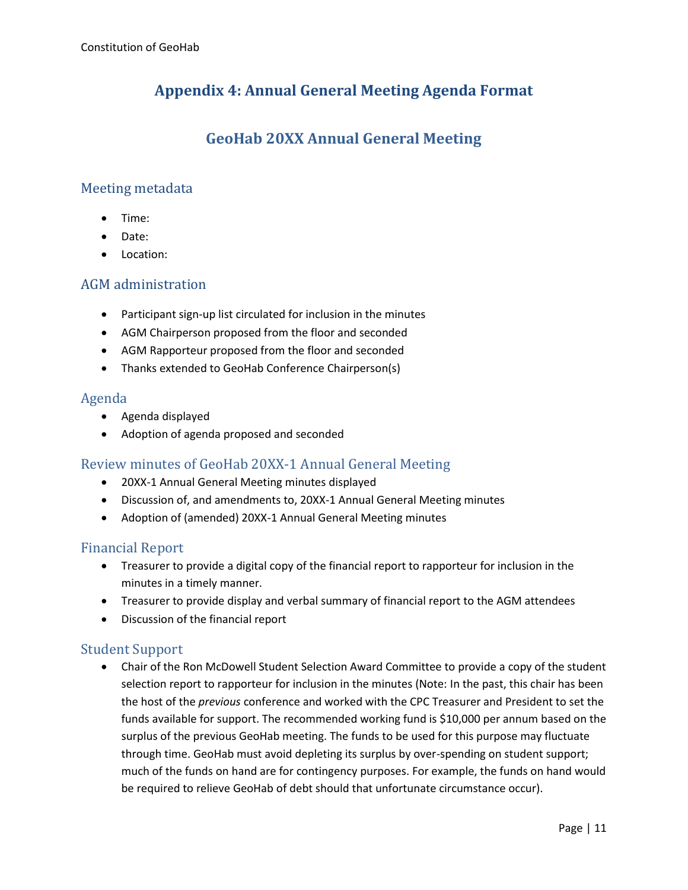# Appendix 4: Annual General Meeting Agenda Format

## GeoHab 20XX Annual General Meeting

### Meeting metadata

- Time:
- Date:
- Location:

### AGM administration

- Participant sign-up list circulated for inclusion in the minutes
- AGM Chairperson proposed from the floor and seconded
- AGM Rapporteur proposed from the floor and seconded
- Thanks extended to GeoHab Conference Chairperson(s)

### Agenda

- Agenda displayed
- Adoption of agenda proposed and seconded

### Review minutes of GeoHab 20XX-1 Annual General Meeting

- 20XX-1 Annual General Meeting minutes displayed
- Discussion of, and amendments to, 20XX-1 Annual General Meeting minutes
- Adoption of (amended) 20XX-1 Annual General Meeting minutes

### Financial Report

- Treasurer to provide a digital copy of the financial report to rapporteur for inclusion in the minutes in a timely manner.
- Treasurer to provide display and verbal summary of financial report to the AGM attendees
- Discussion of the financial report

### Student Support

- Chair of the Ron McDowell Student Selection Award Committee to provide a copy of the student selection report to rapporteur for inclusion in the minutes (Note: In the past, this chair has been the host of the *previous* conference and worked with the CPC Treasurer and President to set the funds available for support. The recommended working fund is $10,000 per annum based on the surplus of the previous GeoHab meeting. The funds to be used for this purpose may fluctuate through time. GeoHab must avoid depleting its surplus by over-spending on student support; much of the funds on hand are for contingency purposes. For example, the funds on hand would be required to relieve GeoHab of debt should that unfortunate circumstance occur).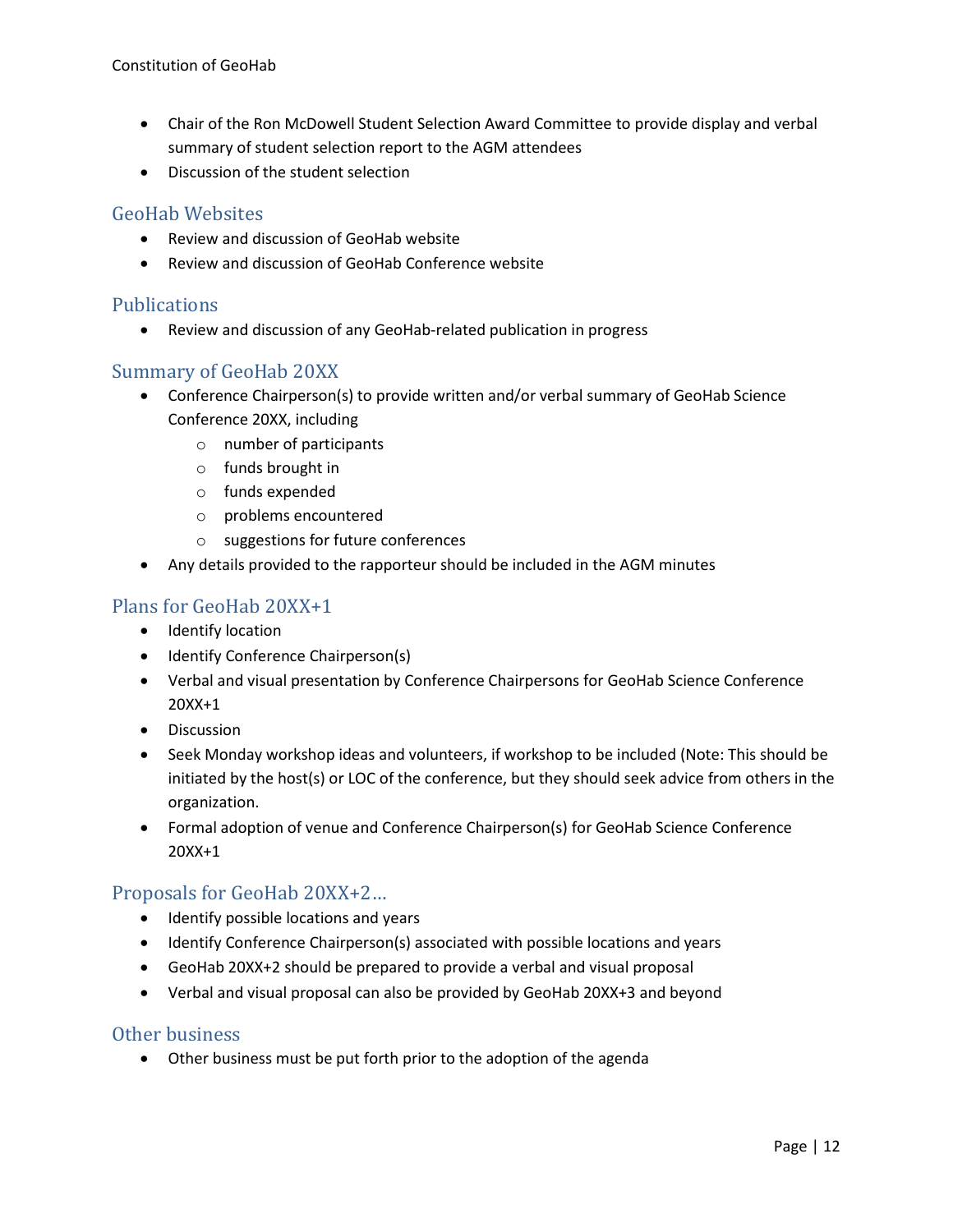- Chair of the Ron McDowell Student Selection Award Committee to provide display and verbal summary of student selection report to the AGM attendees
- Discussion of the student selection

## GeoHab Websites

- Review and discussion of GeoHab website
- Review and discussion of GeoHab Conference website

## Publications

- Review and discussion of any GeoHab-related publication in progress

## Summary of GeoHab 20XX

- Conference Chairperson(s) to provide written and/or verbal summary of GeoHab Science Conference 20XX, including
  - number of participants
  - funds brought in
  - funds expended
  - problems encountered
  - suggestions for future conferences
- Any details provided to the rapporteur should be included in the AGM minutes

## Plans for GeoHab 20XX+1

- Identify location
- Identify Conference Chairperson(s)
- Verbal and visual presentation by Conference Chairpersons for GeoHab Science Conference 20XX+1
- Discussion
- Seek Monday workshop ideas and volunteers, if workshop to be included (Note: This should be initiated by the host(s) or LOC of the conference, but they should seek advice from others in the organization.
- Formal adoption of venue and Conference Chairperson(s) for GeoHab Science Conference 20XX+1

## Proposals for GeoHab 20XX+2…

- Identify possible locations and years
- Identify Conference Chairperson(s) associated with possible locations and years
- GeoHab 20XX+2 should be prepared to provide a verbal and visual proposal
- Verbal and visual proposal can also be provided by GeoHab 20XX+3 and beyond

## Other business

- Other business must be put forth prior to the adoption of the agenda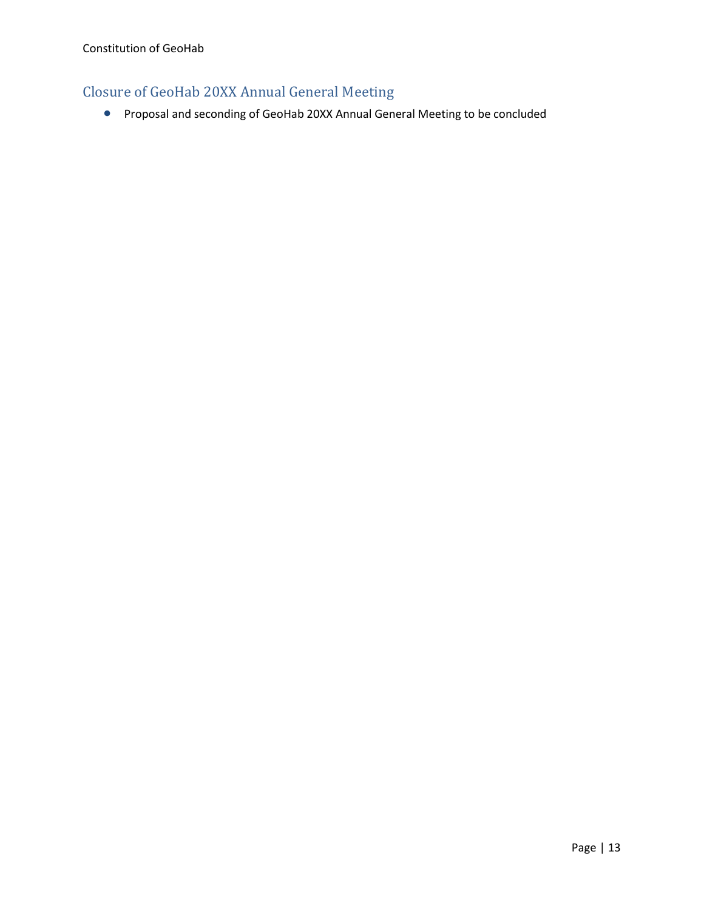## Closure of GeoHab 20XX Annual General Meeting

- Proposal and seconding of GeoHab 20XX Annual General Meeting to be concluded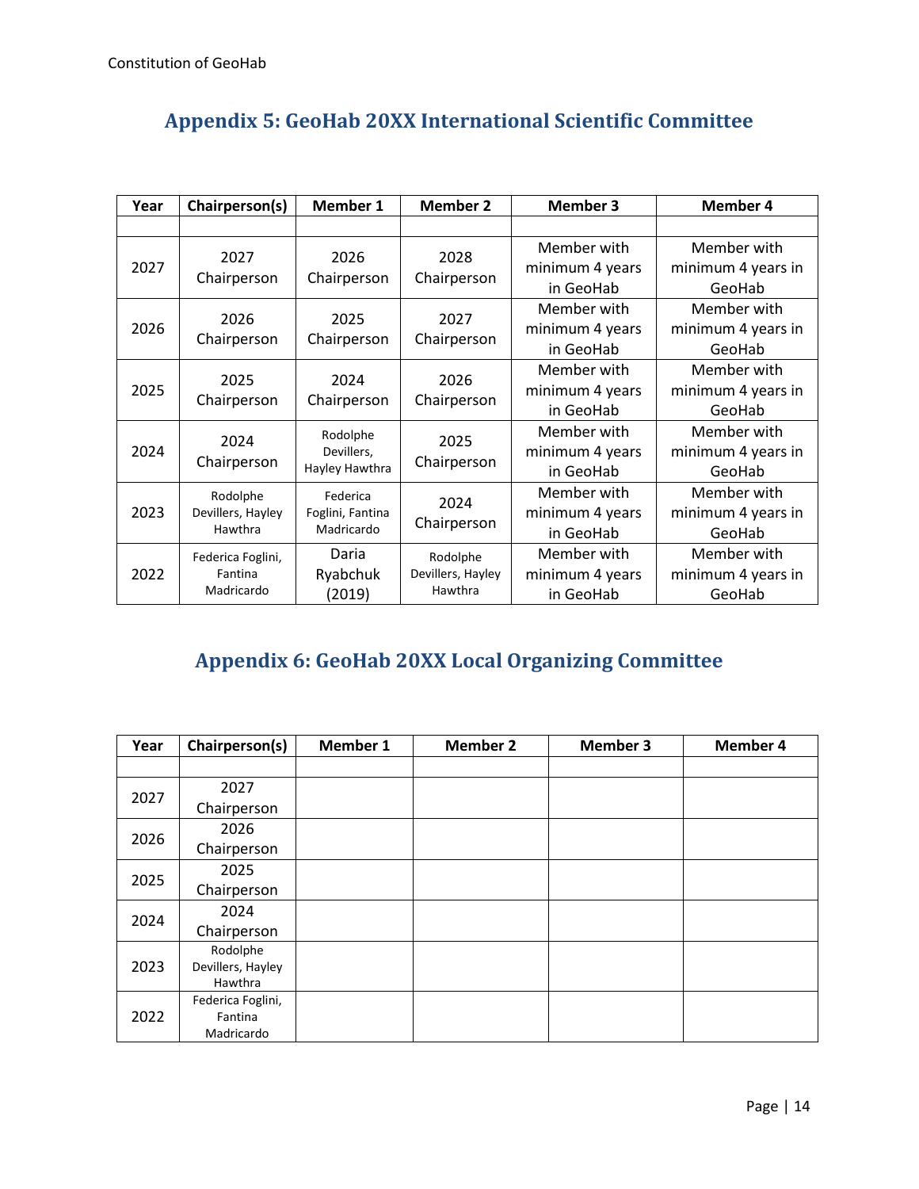## Appendix 5: GeoHab 20XX International Scientific Committee

| Year | Chairperson(s) | Member 1 | Member 2 | Member 3 | Member 4 |
|---|---|---|---|---|---|
| | | | | | |
| 2027 | 2027 Chairperson | 2026 Chairperson | 2028 Chairperson | Member with minimum 4 years in GeoHab | Member with minimum 4 years in GeoHab |
| 2026 | 2026 Chairperson | 2025 Chairperson | 2027 Chairperson | Member with minimum 4 years in GeoHab | Member with minimum 4 years in GeoHab |
| 2025 | 2025 Chairperson | 2024 Chairperson | 2026 Chairperson | Member with minimum 4 years in GeoHab | Member with minimum 4 years in GeoHab |
| 2024 | 2024 Chairperson | Rodolphe Devillers, Hayley Hawthra | 2025 Chairperson | Member with minimum 4 years in GeoHab | Member with minimum 4 years in GeoHab |
| 2023 | Rodolphe Devillers, Hayley Hawthra | Federica Foglini, Fantina Madricardo | 2024 Chairperson | Member with minimum 4 years in GeoHab | Member with minimum 4 years in GeoHab |
| 2022 | Federica Foglini, Fantina Madricardo | Daria Ryabchuk (2019) | Rodolphe Devillers, Hayley Hawthra | Member with minimum 4 years in GeoHab | Member with minimum 4 years in GeoHab |

## Appendix 6: GeoHab 20XX Local Organizing Committee

| Year | Chairperson(s) | Member 1 | Member 2 | Member 3 | Member 4 |
|---|---|---|---|---|---|
| | | | | | |
| 2027 | 2027 Chairperson | | | | |
| 2026 | 2026 Chairperson | | | | |
| 2025 | 2025 Chairperson | | | | |
| 2024 | 2024 Chairperson | | | | |
| 2023 | Rodolphe Devillers, Hayley Hawthra | | | | |
| 2022 | Federica Foglini, Fantina Madricardo | | | | |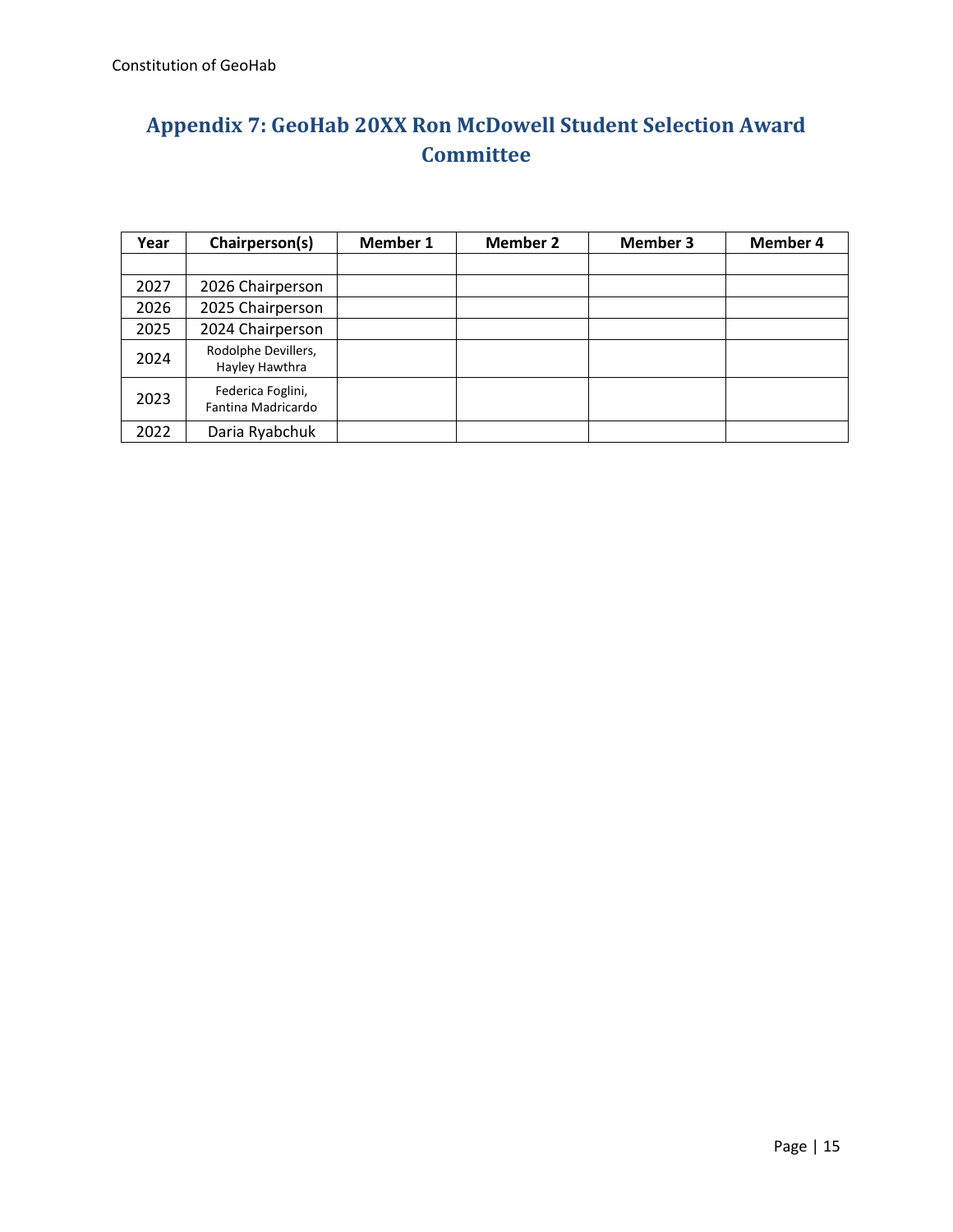# Appendix 7: GeoHab 20XX Ron McDowell Student Selection Award Committee

| Year | Chairperson(s) | Member 1 | Member 2 | Member 3 | Member 4 |
|---|---|---|---|---|---|
| | | | | | |
| 2027 | 2026 Chairperson | | | | |
| 2026 | 2025 Chairperson | | | | |
| 2025 | 2024 Chairperson | | | | |
| 2024 | Rodolphe Devillers, Hayley Hawthra | | | | |
| 2023 | Federica Foglini, Fantina Madricardo | | | | |
| 2022 | Daria Ryabchuk | | | | |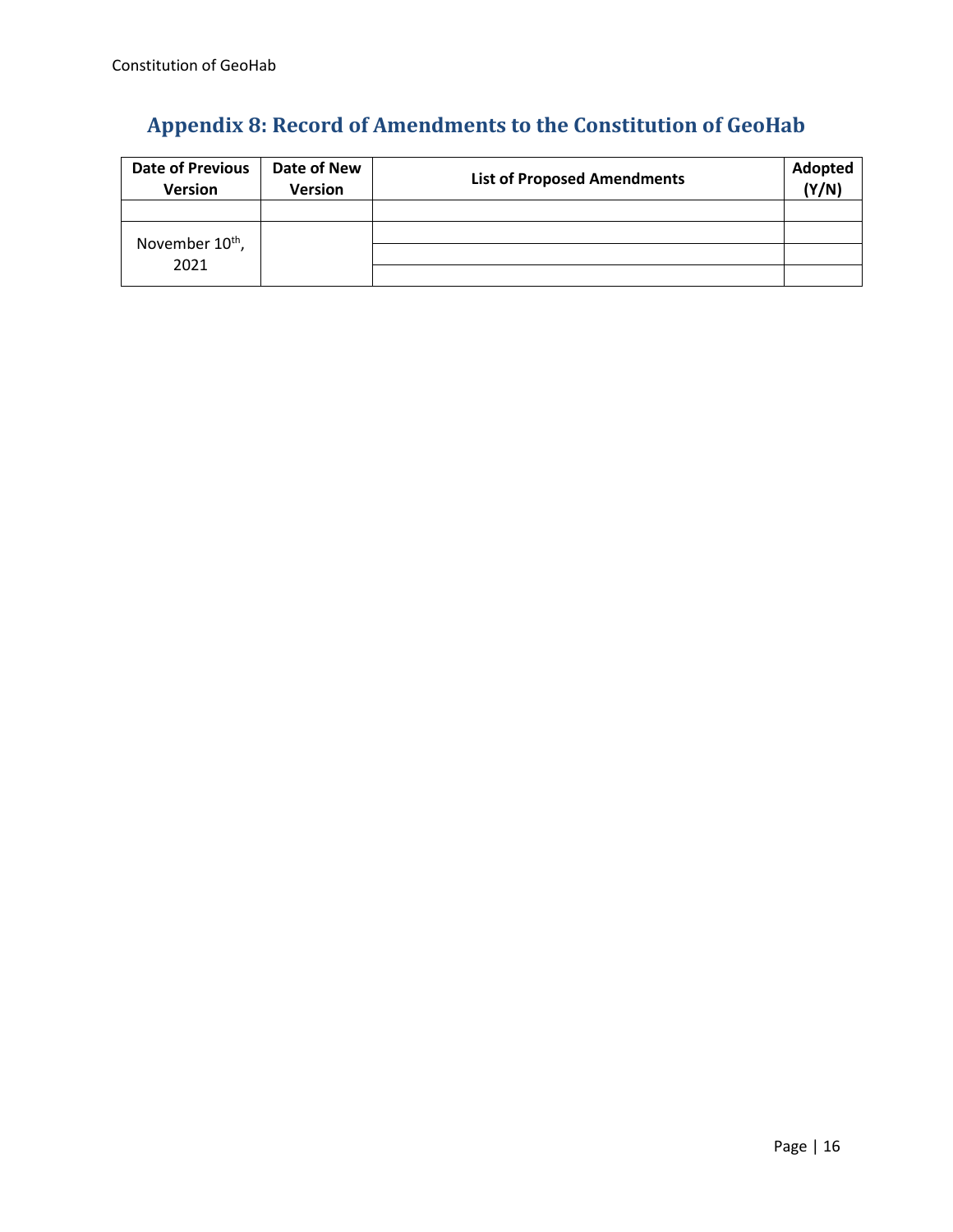# Appendix 8: Record of Amendments to the Constitution of GeoHab

| Date of Previous Version | Date of New Version | List of Proposed Amendments | Adopted (Y/N) |
|---|---|---|---|
| | | | |
| November 10th, 2021 | | | |
| | | | |
| | | | |